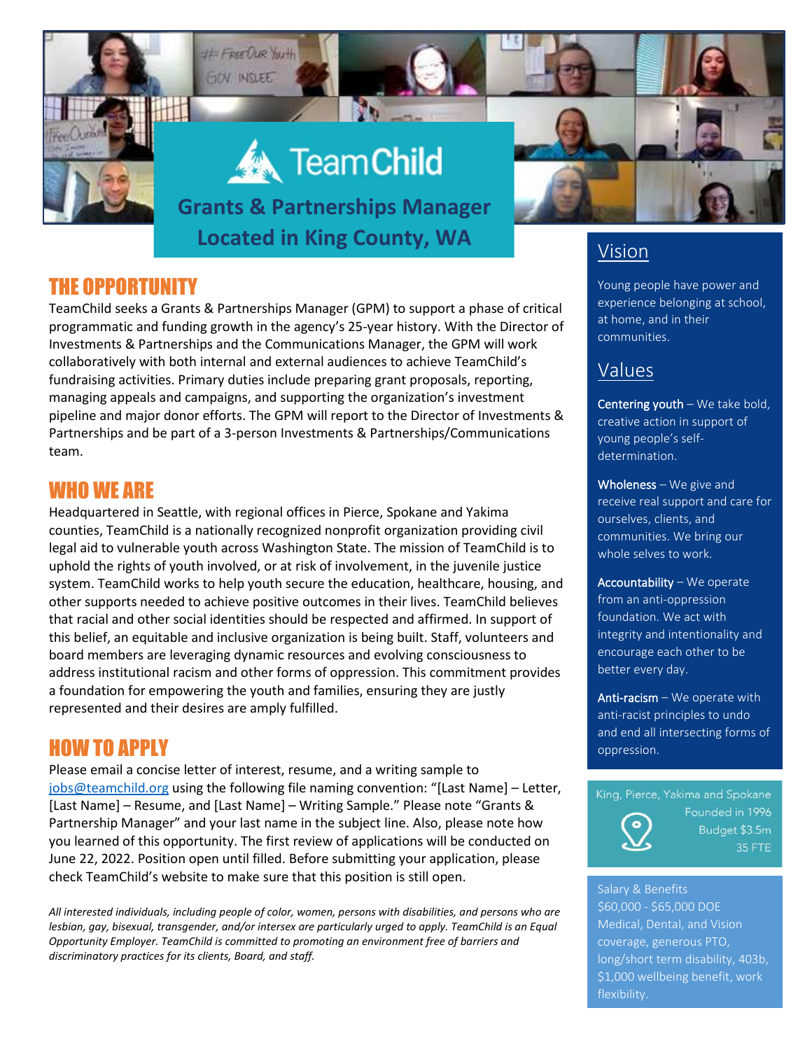# TeamChild

## Grants & Partnerships Manager
## Located in King County, WA

## THE OPPORTUNITY

TeamChild seeks a Grants & Partnerships Manager (GPM) to support a phase of critical programmatic and funding growth in the agency's 25-year history. With the Director of Investments & Partnerships and the Communications Manager, the GPM will work collaboratively with both internal and external audiences to achieve TeamChild's fundraising activities. Primary duties include preparing grant proposals, reporting, managing appeals and campaigns, and supporting the organization's investment pipeline and major donor efforts. The GPM will report to the Director of Investments & Partnerships and be part of a 3-person Investments & Partnerships/Communications team.

## WHO WE ARE

Headquartered in Seattle, with regional offices in Pierce, Spokane and Yakima counties, TeamChild is a nationally recognized nonprofit organization providing civil legal aid to vulnerable youth across Washington State. The mission of TeamChild is to uphold the rights of youth involved, or at risk of involvement, in the juvenile justice system. TeamChild works to help youth secure the education, healthcare, housing, and other supports needed to achieve positive outcomes in their lives. TeamChild believes that racial and other social identities should be respected and affirmed. In support of this belief, an equitable and inclusive organization is being built. Staff, volunteers and board members are leveraging dynamic resources and evolving consciousness to address institutional racism and other forms of oppression. This commitment provides a foundation for empowering the youth and families, ensuring they are justly represented and their desires are amply fulfilled.

## HOW TO APPLY

Please email a concise letter of interest, resume, and a writing sample to jobs@teamchild.org using the following file naming convention: "[Last Name] – Letter, [Last Name] – Resume, and [Last Name] – Writing Sample." Please note "Grants & Partnership Manager" and your last name in the subject line. Also, please note how you learned of this opportunity. The first review of applications will be conducted on June 22, 2022. Position open until filled. Before submitting your application, please check TeamChild's website to make sure that this position is still open.

*All interested individuals, including people of color, women, persons with disabilities, and persons who are lesbian, gay, bisexual, transgender, and/or intersex are particularly urged to apply. TeamChild is an Equal Opportunity Employer. TeamChild is committed to promoting an environment free of barriers and discriminatory practices for its clients, Board, and staff.*

## Vision

Young people have power and experience belonging at school, at home, and in their communities.

## Values

**Centering youth** – We take bold, creative action in support of young people's self-determination.

**Wholeness** – We give and receive real support and care for ourselves, clients, and communities. We bring our whole selves to work.

**Accountability** – We operate from an anti-oppression foundation. We act with integrity and intentionality and encourage each other to be better every day.

**Anti-racism** – We operate with anti-racist principles to undo and end all intersecting forms of oppression.

King, Pierce, Yakima and Spokane
Founded in 1996
Budget $3.5m
35 FTE

Salary & Benefits
$60,000 - $65,000 DOE
Medical, Dental, and Vision coverage, generous PTO, long/short term disability, 403b, $1,000 wellbeing benefit, work flexibility.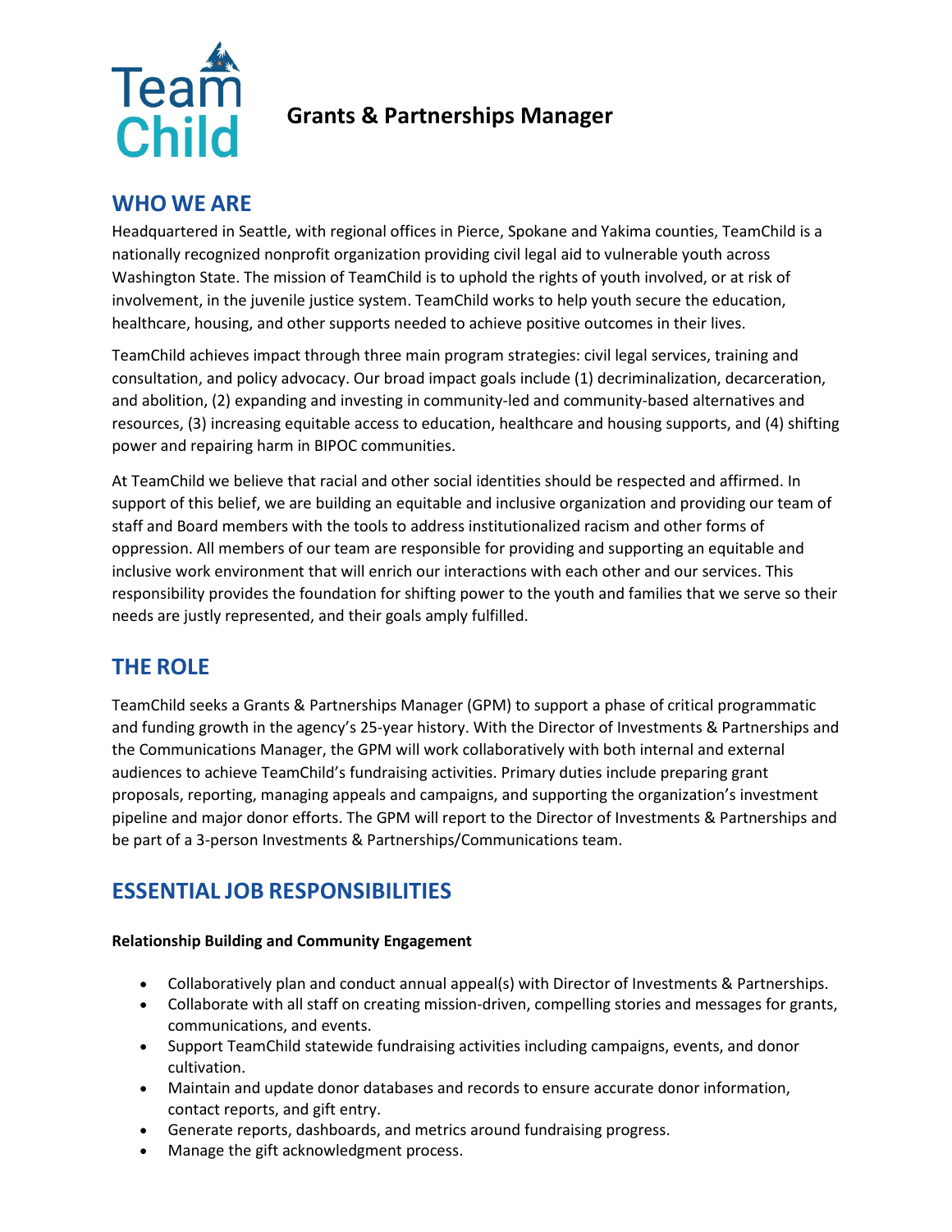# Grants & Partnerships Manager

## WHO WE ARE

Headquartered in Seattle, with regional offices in Pierce, Spokane and Yakima counties, TeamChild is a nationally recognized nonprofit organization providing civil legal aid to vulnerable youth across Washington State. The mission of TeamChild is to uphold the rights of youth involved, or at risk of involvement, in the juvenile justice system. TeamChild works to help youth secure the education, healthcare, housing, and other supports needed to achieve positive outcomes in their lives.

TeamChild achieves impact through three main program strategies: civil legal services, training and consultation, and policy advocacy. Our broad impact goals include (1) decriminalization, decarceration, and abolition, (2) expanding and investing in community-led and community-based alternatives and resources, (3) increasing equitable access to education, healthcare and housing supports, and (4) shifting power and repairing harm in BIPOC communities.

At TeamChild we believe that racial and other social identities should be respected and affirmed. In support of this belief, we are building an equitable and inclusive organization and providing our team of staff and Board members with the tools to address institutionalized racism and other forms of oppression. All members of our team are responsible for providing and supporting an equitable and inclusive work environment that will enrich our interactions with each other and our services. This responsibility provides the foundation for shifting power to the youth and families that we serve so their needs are justly represented, and their goals amply fulfilled.

## THE ROLE

TeamChild seeks a Grants & Partnerships Manager (GPM) to support a phase of critical programmatic and funding growth in the agency's 25-year history. With the Director of Investments & Partnerships and the Communications Manager, the GPM will work collaboratively with both internal and external audiences to achieve TeamChild's fundraising activities. Primary duties include preparing grant proposals, reporting, managing appeals and campaigns, and supporting the organization's investment pipeline and major donor efforts. The GPM will report to the Director of Investments & Partnerships and be part of a 3-person Investments & Partnerships/Communications team.

## ESSENTIAL JOB RESPONSIBILITIES

**Relationship Building and Community Engagement**

- Collaboratively plan and conduct annual appeal(s) with Director of Investments & Partnerships.
- Collaborate with all staff on creating mission-driven, compelling stories and messages for grants, communications, and events.
- Support TeamChild statewide fundraising activities including campaigns, events, and donor cultivation.
- Maintain and update donor databases and records to ensure accurate donor information, contact reports, and gift entry.
- Generate reports, dashboards, and metrics around fundraising progress.
- Manage the gift acknowledgment process.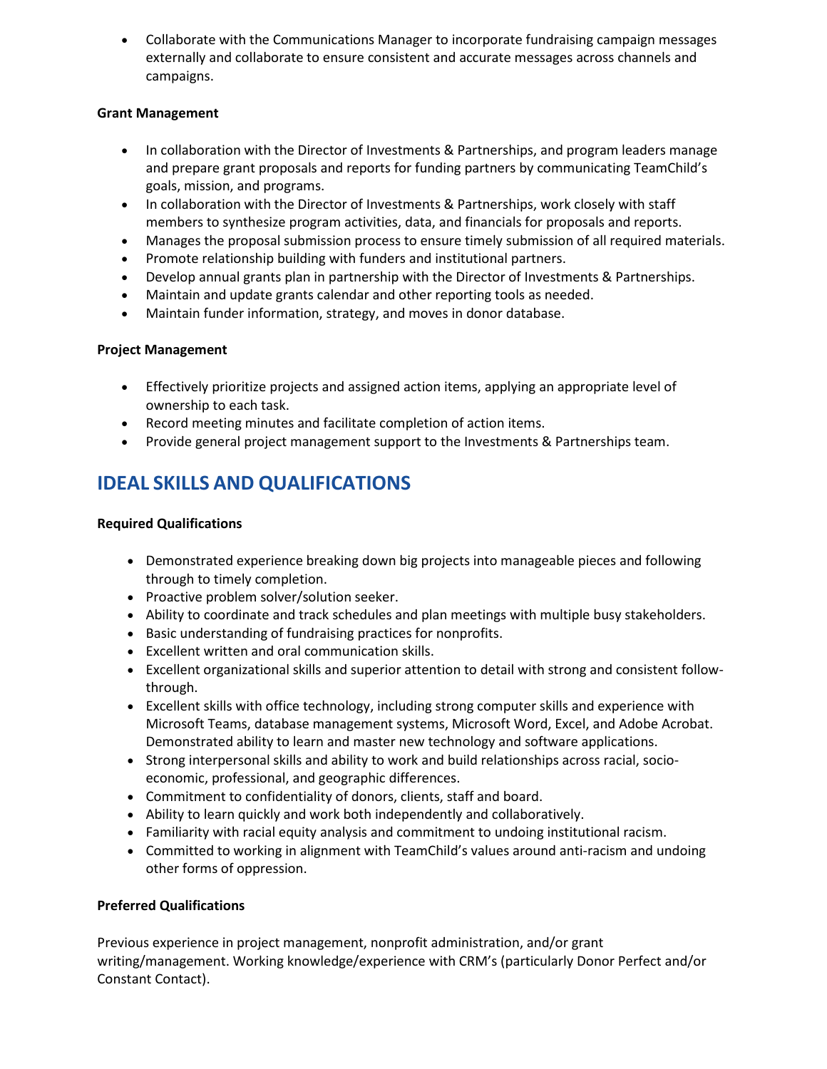- Collaborate with the Communications Manager to incorporate fundraising campaign messages externally and collaborate to ensure consistent and accurate messages across channels and campaigns.

**Grant Management**

- In collaboration with the Director of Investments & Partnerships, and program leaders manage and prepare grant proposals and reports for funding partners by communicating TeamChild's goals, mission, and programs.
- In collaboration with the Director of Investments & Partnerships, work closely with staff members to synthesize program activities, data, and financials for proposals and reports.
- Manages the proposal submission process to ensure timely submission of all required materials.
- Promote relationship building with funders and institutional partners.
- Develop annual grants plan in partnership with the Director of Investments & Partnerships.
- Maintain and update grants calendar and other reporting tools as needed.
- Maintain funder information, strategy, and moves in donor database.

**Project Management**

- Effectively prioritize projects and assigned action items, applying an appropriate level of ownership to each task.
- Record meeting minutes and facilitate completion of action items.
- Provide general project management support to the Investments & Partnerships team.

## IDEAL SKILLS AND QUALIFICATIONS

**Required Qualifications**

- Demonstrated experience breaking down big projects into manageable pieces and following through to timely completion.
- Proactive problem solver/solution seeker.
- Ability to coordinate and track schedules and plan meetings with multiple busy stakeholders.
- Basic understanding of fundraising practices for nonprofits.
- Excellent written and oral communication skills.
- Excellent organizational skills and superior attention to detail with strong and consistent follow-through.
- Excellent skills with office technology, including strong computer skills and experience with Microsoft Teams, database management systems, Microsoft Word, Excel, and Adobe Acrobat. Demonstrated ability to learn and master new technology and software applications.
- Strong interpersonal skills and ability to work and build relationships across racial, socio-economic, professional, and geographic differences.
- Commitment to confidentiality of donors, clients, staff and board.
- Ability to learn quickly and work both independently and collaboratively.
- Familiarity with racial equity analysis and commitment to undoing institutional racism.
- Committed to working in alignment with TeamChild's values around anti-racism and undoing other forms of oppression.

**Preferred Qualifications**

Previous experience in project management, nonprofit administration, and/or grant writing/management. Working knowledge/experience with CRM's (particularly Donor Perfect and/or Constant Contact).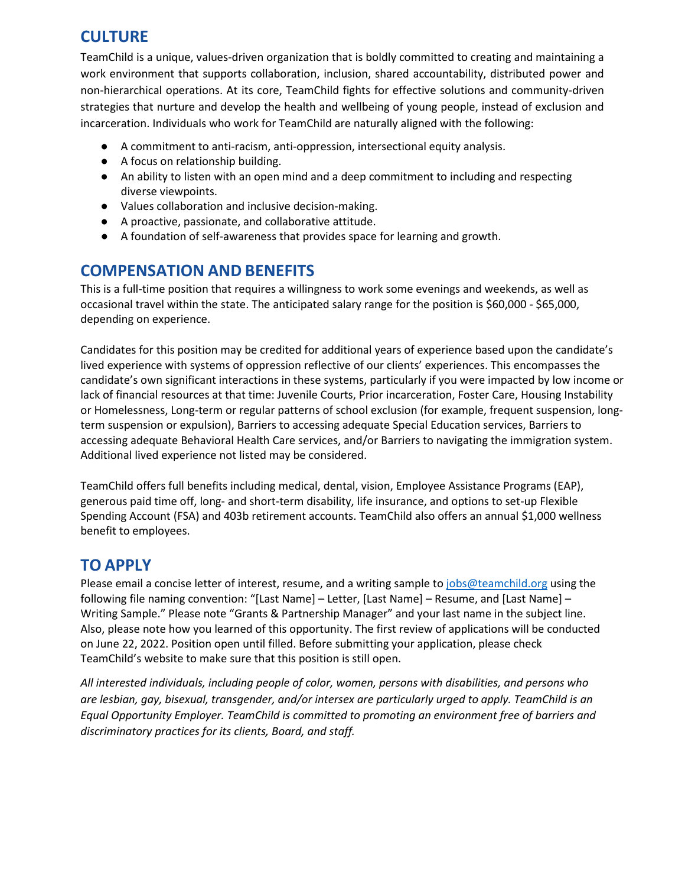## CULTURE

TeamChild is a unique, values-driven organization that is boldly committed to creating and maintaining a work environment that supports collaboration, inclusion, shared accountability, distributed power and non-hierarchical operations. At its core, TeamChild fights for effective solutions and community-driven strategies that nurture and develop the health and wellbeing of young people, instead of exclusion and incarceration. Individuals who work for TeamChild are naturally aligned with the following:

- A commitment to anti-racism, anti-oppression, intersectional equity analysis.
- A focus on relationship building.
- An ability to listen with an open mind and a deep commitment to including and respecting diverse viewpoints.
- Values collaboration and inclusive decision-making.
- A proactive, passionate, and collaborative attitude.
- A foundation of self-awareness that provides space for learning and growth.

## COMPENSATION AND BENEFITS

This is a full-time position that requires a willingness to work some evenings and weekends, as well as occasional travel within the state. The anticipated salary range for the position is $60,000 - $65,000, depending on experience.

Candidates for this position may be credited for additional years of experience based upon the candidate's lived experience with systems of oppression reflective of our clients' experiences. This encompasses the candidate's own significant interactions in these systems, particularly if you were impacted by low income or lack of financial resources at that time: Juvenile Courts, Prior incarceration, Foster Care, Housing Instability or Homelessness, Long-term or regular patterns of school exclusion (for example, frequent suspension, long-term suspension or expulsion), Barriers to accessing adequate Special Education services, Barriers to accessing adequate Behavioral Health Care services, and/or Barriers to navigating the immigration system. Additional lived experience not listed may be considered.

TeamChild offers full benefits including medical, dental, vision, Employee Assistance Programs (EAP), generous paid time off, long- and short-term disability, life insurance, and options to set-up Flexible Spending Account (FSA) and 403b retirement accounts. TeamChild also offers an annual $1,000 wellness benefit to employees.

## TO APPLY

Please email a concise letter of interest, resume, and a writing sample to jobs@teamchild.org using the following file naming convention: "[Last Name] – Letter, [Last Name] – Resume, and [Last Name] – Writing Sample." Please note "Grants & Partnership Manager" and your last name in the subject line. Also, please note how you learned of this opportunity. The first review of applications will be conducted on June 22, 2022. Position open until filled. Before submitting your application, please check TeamChild's website to make sure that this position is still open.

*All interested individuals, including people of color, women, persons with disabilities, and persons who are lesbian, gay, bisexual, transgender, and/or intersex are particularly urged to apply. TeamChild is an Equal Opportunity Employer. TeamChild is committed to promoting an environment free of barriers and discriminatory practices for its clients, Board, and staff.*